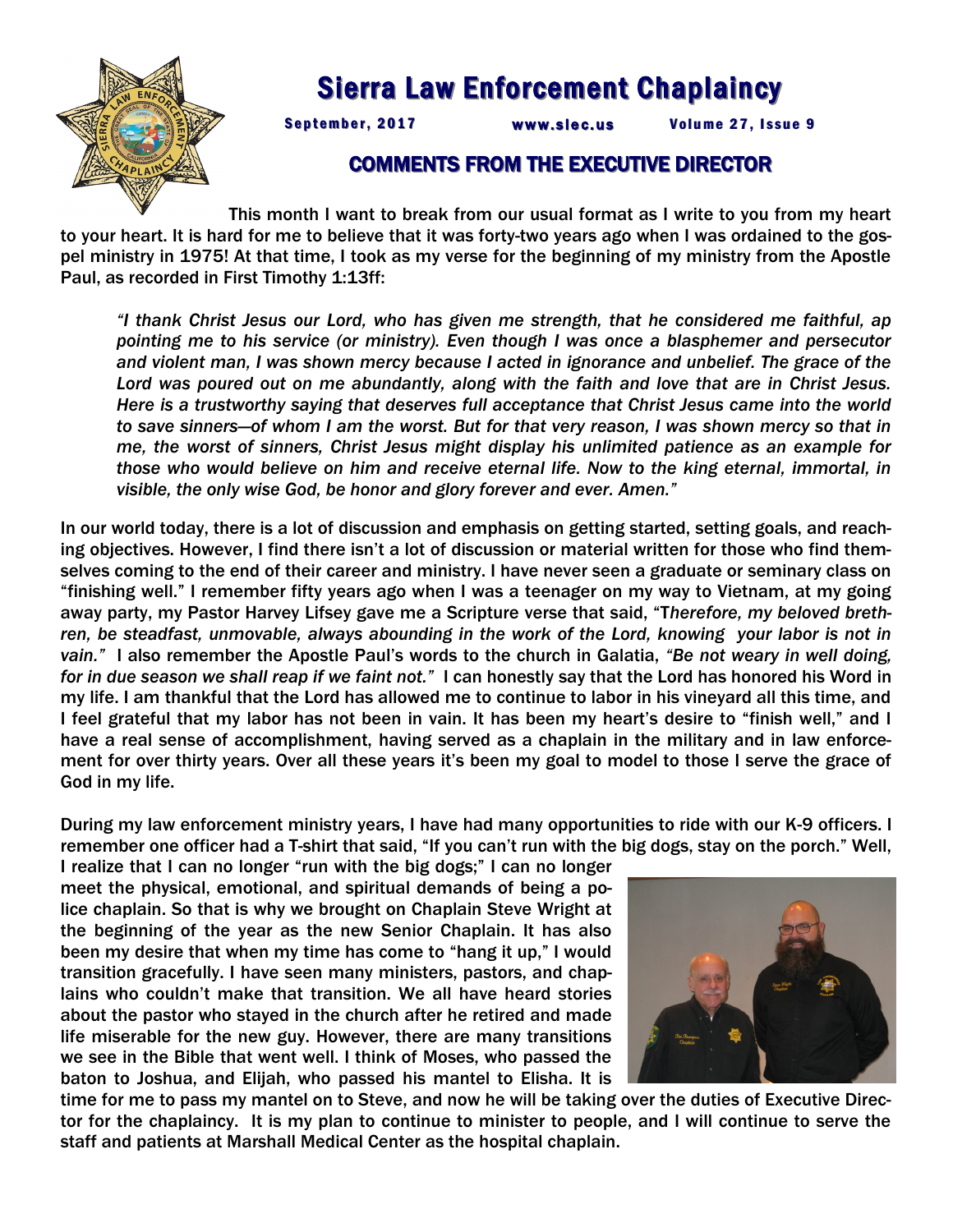# Sierra Law Enforcement Chaplaincy

September, 2017 www.slec.us Volume 27, Issue 9

## COMMENTS FROM THE EXECUTIVE DIRECTOR

This month I want to break from our usual format as I write to you from my heart to your heart. It is hard for me to believe that it was forty-two years ago when I was ordained to the gospel ministry in 1975! At that time, I took as my verse for the beginning of my ministry from the Apostle Paul, as recorded in First Timothy 1:13ff:

> *"I thank Christ Jesus our Lord, who has given me strength, that he considered me faithful, appointing me to his service (or ministry). Even though I was once a blasphemer and persecutor and violent man, I was shown mercy because I acted in ignorance and unbelief. The grace of the Lord was poured out on me abundantly, along with the faith and love that are in Christ Jesus. Here is a trustworthy saying that deserves full acceptance that Christ Jesus came into the world to save sinners—of whom I am the worst. But for that very reason, I was shown mercy so that in me, the worst of sinners, Christ Jesus might display his unlimited patience as an example for those who would believe on him and receive eternal life. Now to the king eternal, immortal, invisible, the only wise God, be honor and glory forever and ever. Amen."*

In our world today, there is a lot of discussion and emphasis on getting started, setting goals, and reaching objectives. However, I find there isn't a lot of discussion or material written for those who find themselves coming to the end of their career and ministry. I have never seen a graduate or seminary class on "finishing well." I remember fifty years ago when I was a teenager on my way to Vietnam, at my going away party, my Pastor Harvey Lifsey gave me a Scripture verse that said, "T*herefore, my beloved brethren, be steadfast, unmovable, always abounding in the work of the Lord, knowing your labor is not in vain."* I also remember the Apostle Paul's words to the church in Galatia, *"Be not weary in well doing, for in due season we shall reap if we faint not."* I can honestly say that the Lord has honored his Word in my life. I am thankful that the Lord has allowed me to continue to labor in his vineyard all this time, and I feel grateful that my labor has not been in vain. It has been my heart's desire to "finish well," and I have a real sense of accomplishment, having served as a chaplain in the military and in law enforcement for over thirty years. Over all these years it's been my goal to model to those I serve the grace of God in my life.

During my law enforcement ministry years, I have had many opportunities to ride with our K-9 officers. I remember one officer had a T-shirt that said, "If you can't run with the big dogs, stay on the porch." Well, I realize that I can no longer "run with the big dogs;" I can no longer meet the physical, emotional, and spiritual demands of being a police chaplain. So that is why we brought on Chaplain Steve Wright at the beginning of the year as the new Senior Chaplain. It has also been my desire that when my time has come to "hang it up," I would transition gracefully. I have seen many ministers, pastors, and chaplains who couldn't make that transition. We all have heard stories about the pastor who stayed in the church after he retired and made life miserable for the new guy. However, there are many transitions we see in the Bible that went well. I think of Moses, who passed the baton to Joshua, and Elijah, who passed his mantel to Elisha. It is time for me to pass my mantel on to Steve, and now he will be taking over the duties of Executive Director for the chaplaincy. It is my plan to continue to minister to people, and I will continue to serve the staff and patients at Marshall Medical Center as the hospital chaplain.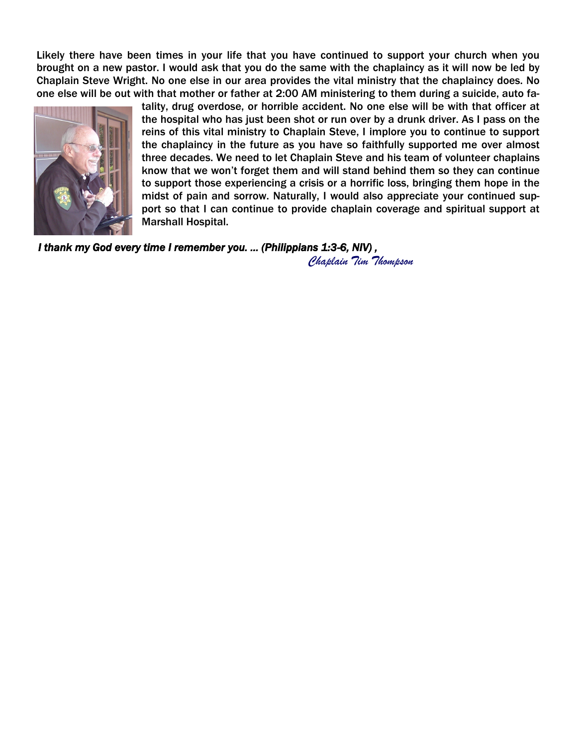Likely there have been times in your life that you have continued to support your church when you brought on a new pastor. I would ask that you do the same with the chaplaincy as it will now be led by Chaplain Steve Wright. No one else in our area provides the vital ministry that the chaplaincy does. No one else will be out with that mother or father at 2:00 AM ministering to them during a suicide, auto fatality, drug overdose, or horrible accident. No one else will be with that officer at the hospital who has just been shot or run over by a drunk driver. As I pass on the reins of this vital ministry to Chaplain Steve, I implore you to continue to support the chaplaincy in the future as you have so faithfully supported me over almost three decades. We need to let Chaplain Steve and his team of volunteer chaplains know that we won't forget them and will stand behind them so they can continue to support those experiencing a crisis or a horrific loss, bringing them hope in the midst of pain and sorrow. Naturally, I would also appreciate your continued support so that I can continue to provide chaplain coverage and spiritual support at Marshall Hospital.

***I thank my God every time I remember you. ... (Philippians 1:3-6, NIV) ,***

*Chaplain Tim Thompson*